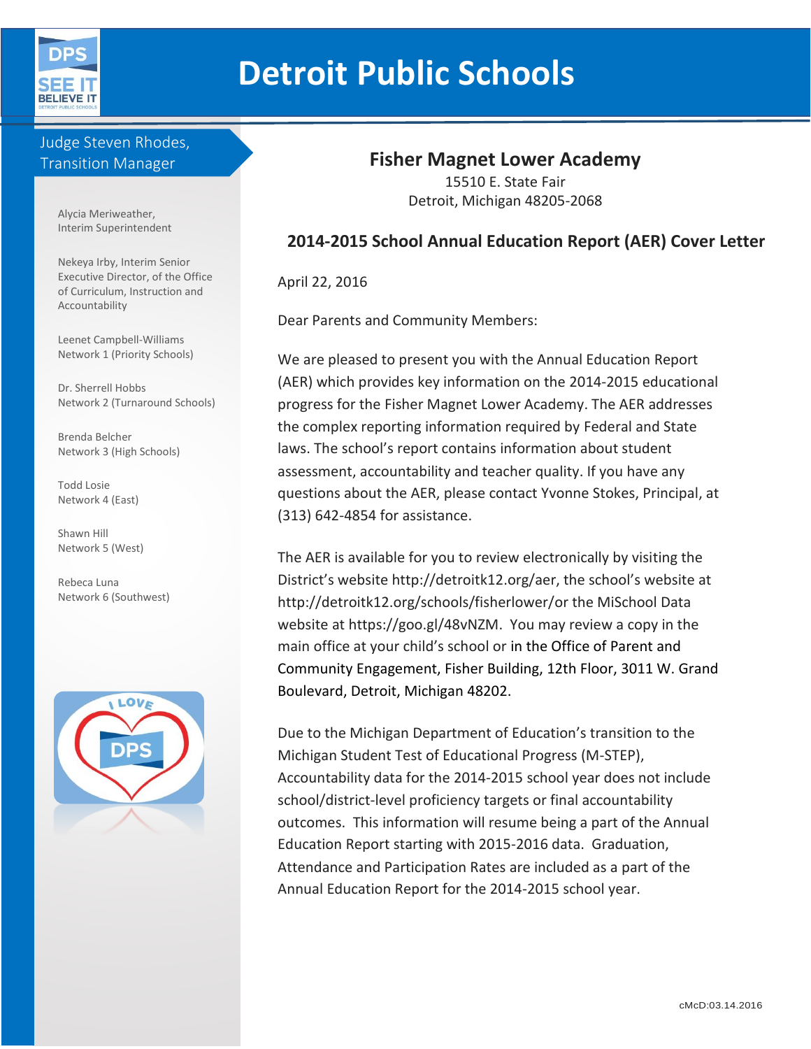# Detroit Public Schools

Judge Steven Rhodes, Transition Manager

Alycia Meriweather, Interim Superintendent

Nekeya Irby, Interim Senior Executive Director, of the Office of Curriculum, Instruction and Accountability

Leenet Campbell-Williams
Network 1 (Priority Schools)

Dr. Sherrell Hobbs
Network 2 (Turnaround Schools)

Brenda Belcher
Network 3 (High Schools)

Todd Losie
Network 4 (East)

Shawn Hill
Network 5 (West)

Rebeca Luna
Network 6 (Southwest)

## Fisher Magnet Lower Academy

15510 E. State Fair
Detroit, Michigan 48205-2068

## 2014-2015 School Annual Education Report (AER) Cover Letter

April 22, 2016

Dear Parents and Community Members:

We are pleased to present you with the Annual Education Report (AER) which provides key information on the 2014-2015 educational progress for the Fisher Magnet Lower Academy. The AER addresses the complex reporting information required by Federal and State laws. The school's report contains information about student assessment, accountability and teacher quality. If you have any questions about the AER, please contact Yvonne Stokes, Principal, at (313) 642-4854 for assistance.

The AER is available for you to review electronically by visiting the District's website http://detroitk12.org/aer, the school's website at http://detroitk12.org/schools/fisherlower/or the MiSchool Data website at https://goo.gl/48vNZM. You may review a copy in the main office at your child's school or in the Office of Parent and Community Engagement, Fisher Building, 12th Floor, 3011 W. Grand Boulevard, Detroit, Michigan 48202.

Due to the Michigan Department of Education's transition to the Michigan Student Test of Educational Progress (M-STEP), Accountability data for the 2014-2015 school year does not include school/district-level proficiency targets or final accountability outcomes. This information will resume being a part of the Annual Education Report starting with 2015-2016 data. Graduation, Attendance and Participation Rates are included as a part of the Annual Education Report for the 2014-2015 school year.

cMcD:03.14.2016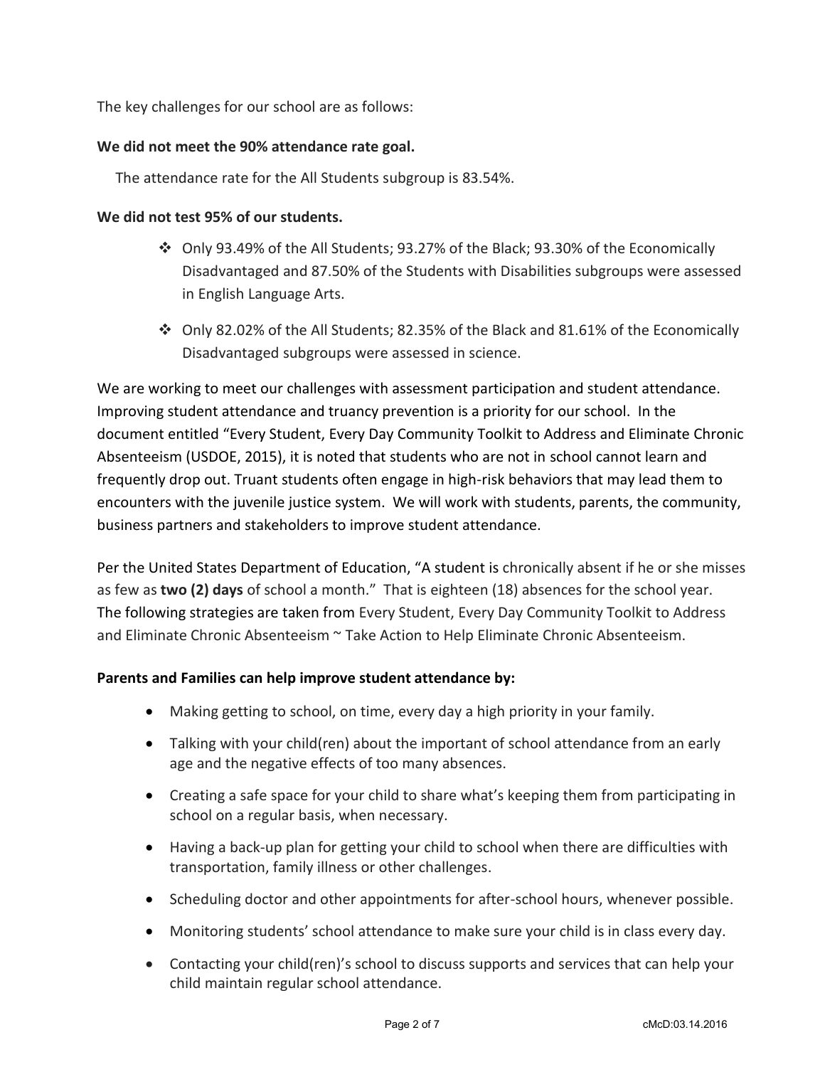The key challenges for our school are as follows:

**We did not meet the 90% attendance rate goal.**

The attendance rate for the All Students subgroup is 83.54%.

**We did not test 95% of our students.**

- Only 93.49% of the All Students; 93.27% of the Black; 93.30% of the Economically Disadvantaged and 87.50% of the Students with Disabilities subgroups were assessed in English Language Arts.
- Only 82.02% of the All Students; 82.35% of the Black and 81.61% of the Economically Disadvantaged subgroups were assessed in science.

We are working to meet our challenges with assessment participation and student attendance. Improving student attendance and truancy prevention is a priority for our school. In the document entitled "Every Student, Every Day Community Toolkit to Address and Eliminate Chronic Absenteeism (USDOE, 2015), it is noted that students who are not in school cannot learn and frequently drop out. Truant students often engage in high-risk behaviors that may lead them to encounters with the juvenile justice system. We will work with students, parents, the community, business partners and stakeholders to improve student attendance.

Per the United States Department of Education, "A student is chronically absent if he or she misses as few as **two (2) days** of school a month." That is eighteen (18) absences for the school year. The following strategies are taken from Every Student, Every Day Community Toolkit to Address and Eliminate Chronic Absenteeism ~ Take Action to Help Eliminate Chronic Absenteeism.

**Parents and Families can help improve student attendance by:**

- Making getting to school, on time, every day a high priority in your family.
- Talking with your child(ren) about the important of school attendance from an early age and the negative effects of too many absences.
- Creating a safe space for your child to share what's keeping them from participating in school on a regular basis, when necessary.
- Having a back-up plan for getting your child to school when there are difficulties with transportation, family illness or other challenges.
- Scheduling doctor and other appointments for after-school hours, whenever possible.
- Monitoring students' school attendance to make sure your child is in class every day.
- Contacting your child(ren)'s school to discuss supports and services that can help your child maintain regular school attendance.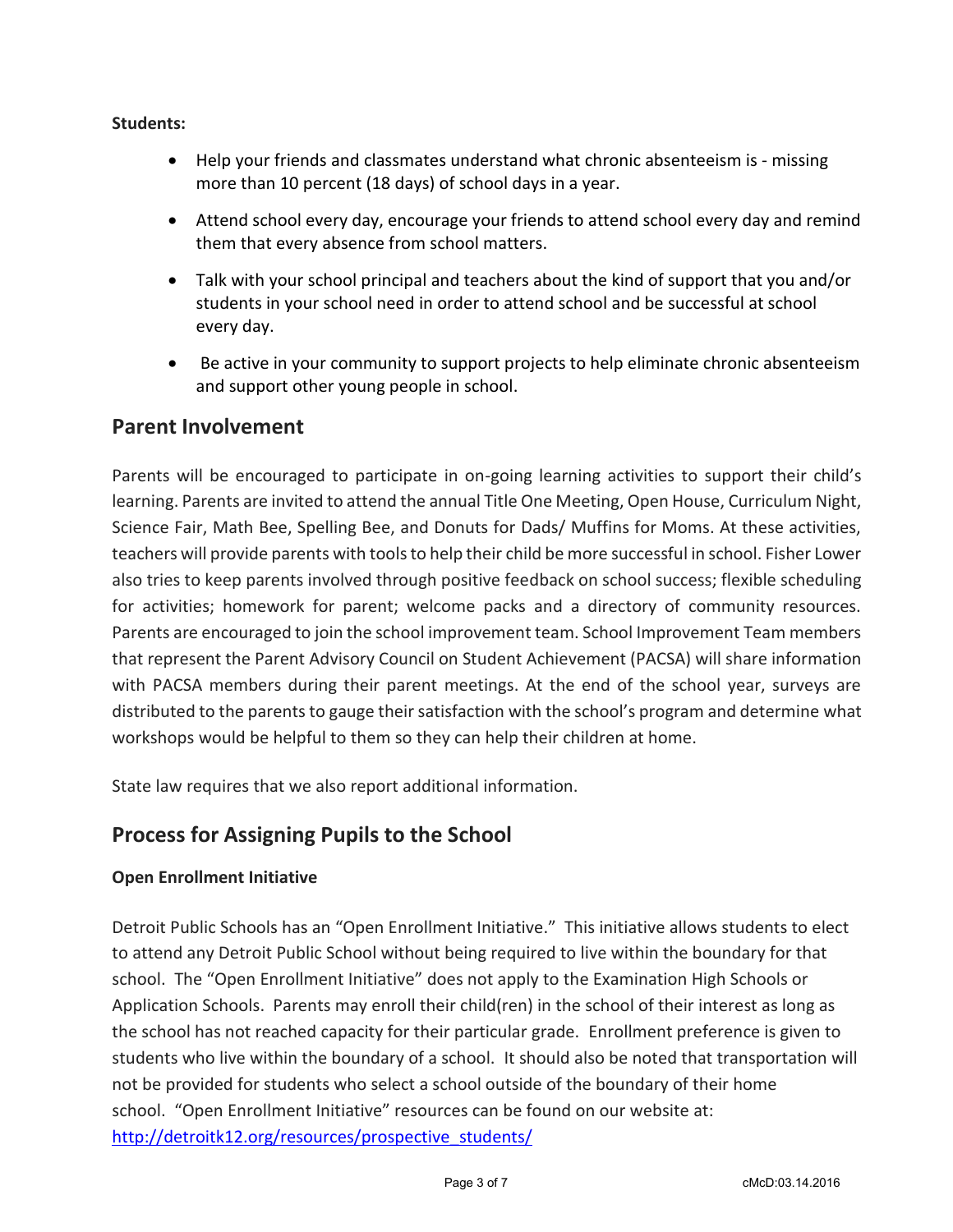**Students:**

- Help your friends and classmates understand what chronic absenteeism is - missing more than 10 percent (18 days) of school days in a year.
- Attend school every day, encourage your friends to attend school every day and remind them that every absence from school matters.
- Talk with your school principal and teachers about the kind of support that you and/or students in your school need in order to attend school and be successful at school every day.
- Be active in your community to support projects to help eliminate chronic absenteeism and support other young people in school.

## Parent Involvement

Parents will be encouraged to participate in on-going learning activities to support their child's learning. Parents are invited to attend the annual Title One Meeting, Open House, Curriculum Night, Science Fair, Math Bee, Spelling Bee, and Donuts for Dads/ Muffins for Moms. At these activities, teachers will provide parents with tools to help their child be more successful in school. Fisher Lower also tries to keep parents involved through positive feedback on school success; flexible scheduling for activities; homework for parent; welcome packs and a directory of community resources. Parents are encouraged to join the school improvement team. School Improvement Team members that represent the Parent Advisory Council on Student Achievement (PACSA) will share information with PACSA members during their parent meetings. At the end of the school year, surveys are distributed to the parents to gauge their satisfaction with the school's program and determine what workshops would be helpful to them so they can help their children at home.

State law requires that we also report additional information.

## Process for Assigning Pupils to the School

**Open Enrollment Initiative**

Detroit Public Schools has an "Open Enrollment Initiative." This initiative allows students to elect to attend any Detroit Public School without being required to live within the boundary for that school. The "Open Enrollment Initiative" does not apply to the Examination High Schools or Application Schools. Parents may enroll their child(ren) in the school of their interest as long as the school has not reached capacity for their particular grade. Enrollment preference is given to students who live within the boundary of a school. It should also be noted that transportation will not be provided for students who select a school outside of the boundary of their home school. "Open Enrollment Initiative" resources can be found on our website at: http://detroitk12.org/resources/prospective_students/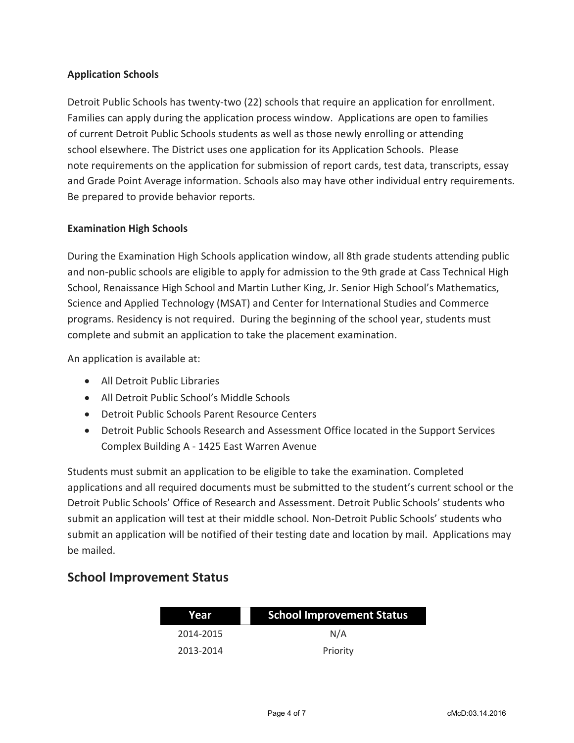**Application Schools**

Detroit Public Schools has twenty-two (22) schools that require an application for enrollment. Families can apply during the application process window. Applications are open to families of current Detroit Public Schools students as well as those newly enrolling or attending school elsewhere. The District uses one application for its Application Schools. Please note requirements on the application for submission of report cards, test data, transcripts, essay and Grade Point Average information. Schools also may have other individual entry requirements. Be prepared to provide behavior reports.

**Examination High Schools**

During the Examination High Schools application window, all 8th grade students attending public and non-public schools are eligible to apply for admission to the 9th grade at Cass Technical High School, Renaissance High School and Martin Luther King, Jr. Senior High School's Mathematics, Science and Applied Technology (MSAT) and Center for International Studies and Commerce programs. Residency is not required. During the beginning of the school year, students must complete and submit an application to take the placement examination.

An application is available at:

- All Detroit Public Libraries
- All Detroit Public School's Middle Schools
- Detroit Public Schools Parent Resource Centers
- Detroit Public Schools Research and Assessment Office located in the Support Services Complex Building A - 1425 East Warren Avenue

Students must submit an application to be eligible to take the examination. Completed applications and all required documents must be submitted to the student's current school or the Detroit Public Schools' Office of Research and Assessment. Detroit Public Schools' students who submit an application will test at their middle school. Non-Detroit Public Schools' students who submit an application will be notified of their testing date and location by mail. Applications may be mailed.

## School Improvement Status

| Year | School Improvement Status |
|---|---|
| 2014-2015 | N/A |
| 2013-2014 | Priority |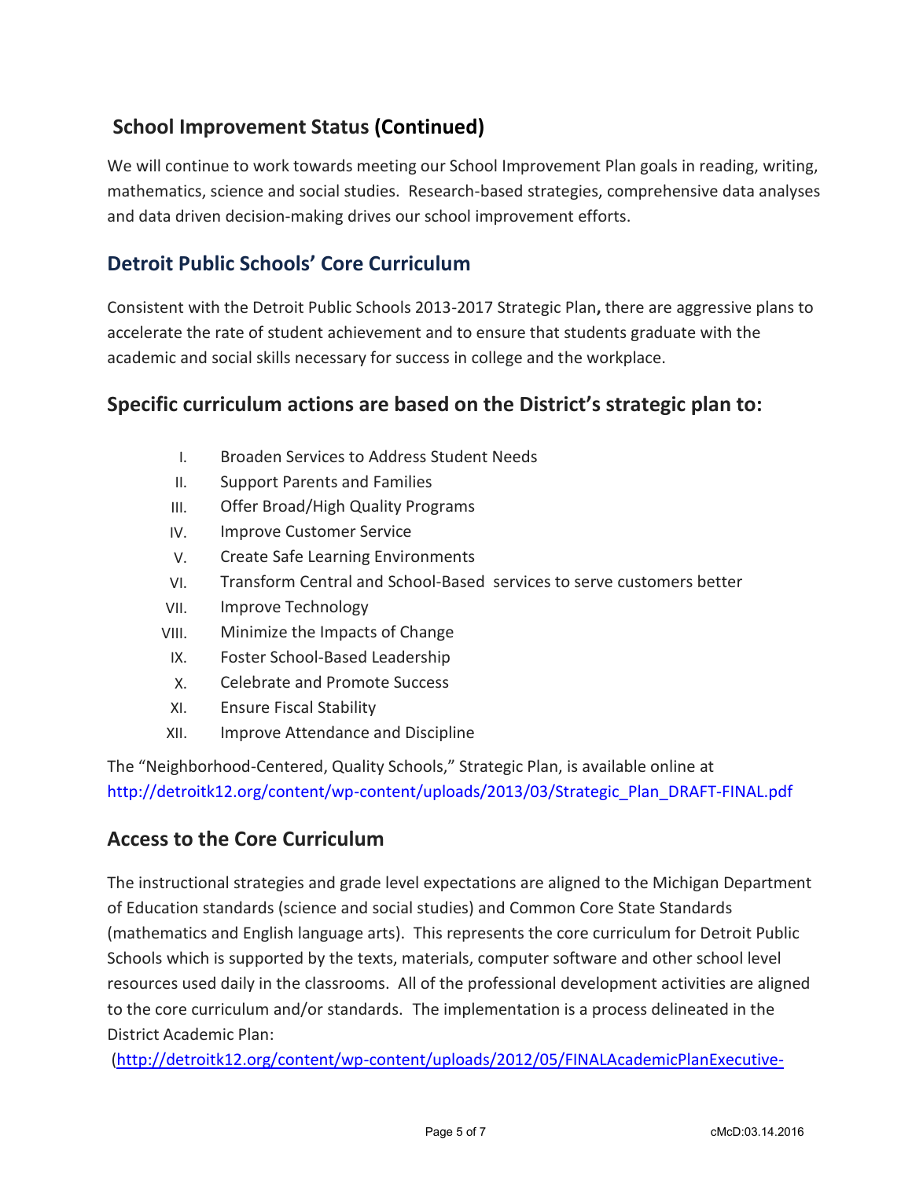## School Improvement Status (Continued)

We will continue to work towards meeting our School Improvement Plan goals in reading, writing, mathematics, science and social studies. Research-based strategies, comprehensive data analyses and data driven decision-making drives our school improvement efforts.

## Detroit Public Schools' Core Curriculum

Consistent with the Detroit Public Schools 2013-2017 Strategic Plan**,** there are aggressive plans to accelerate the rate of student achievement and to ensure that students graduate with the academic and social skills necessary for success in college and the workplace.

### Specific curriculum actions are based on the District's strategic plan to:

I. Broaden Services to Address Student Needs
II. Support Parents and Families
III. Offer Broad/High Quality Programs
IV. Improve Customer Service
V. Create Safe Learning Environments
VI. Transform Central and School-Based services to serve customers better
VII. Improve Technology
VIII. Minimize the Impacts of Change
IX. Foster School-Based Leadership
X. Celebrate and Promote Success
XI. Ensure Fiscal Stability
XII. Improve Attendance and Discipline

The "Neighborhood-Centered, Quality Schools," Strategic Plan, is available online at http://detroitk12.org/content/wp-content/uploads/2013/03/Strategic_Plan_DRAFT-FINAL.pdf

## Access to the Core Curriculum

The instructional strategies and grade level expectations are aligned to the Michigan Department of Education standards (science and social studies) and Common Core State Standards (mathematics and English language arts). This represents the core curriculum for Detroit Public Schools which is supported by the texts, materials, computer software and other school level resources used daily in the classrooms. All of the professional development activities are aligned to the core curriculum and/or standards. The implementation is a process delineated in the District Academic Plan:

(http://detroitk12.org/content/wp-content/uploads/2012/05/FINALAcademicPlanExecutive-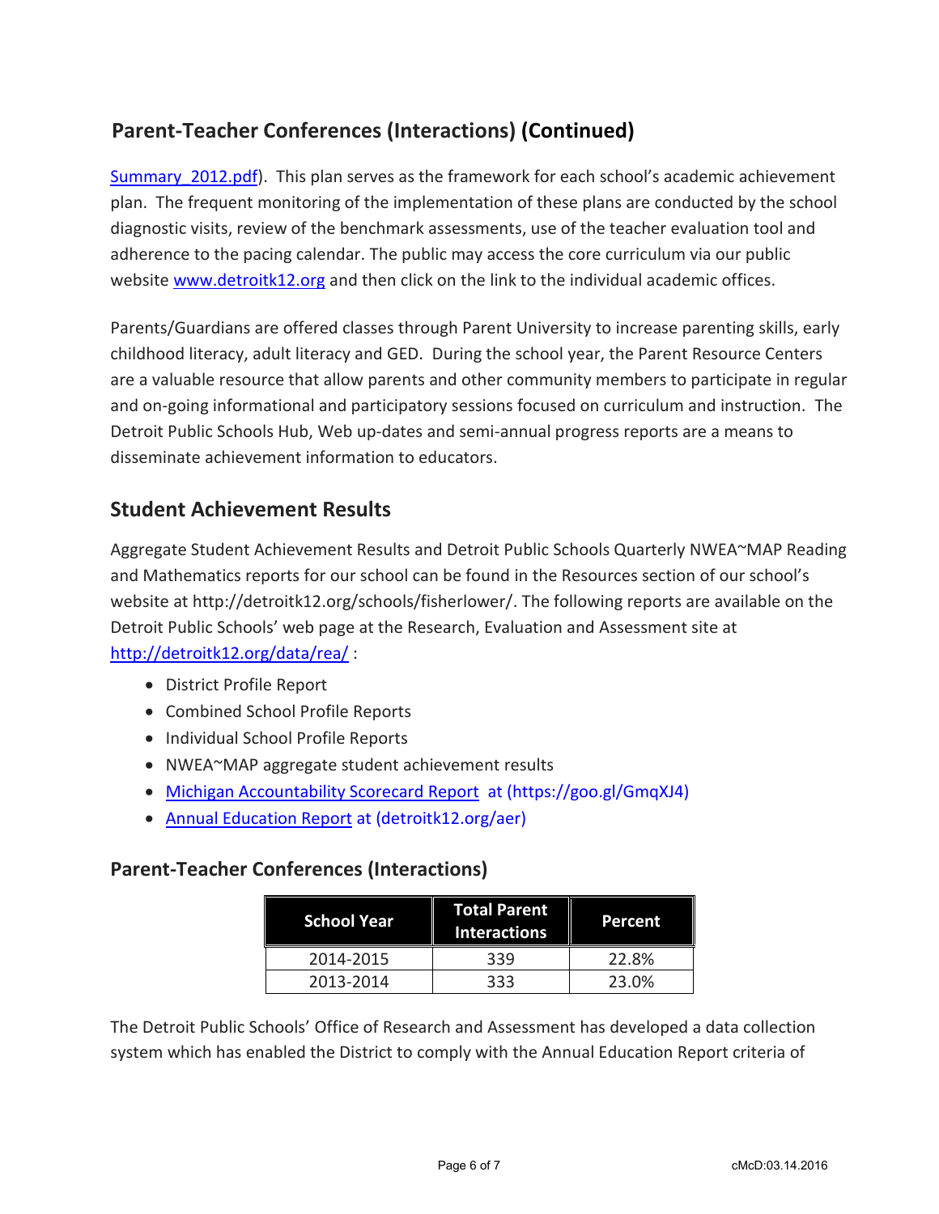## Parent-Teacher Conferences (Interactions) (Continued)

Summary_2012.pdf). This plan serves as the framework for each school's academic achievement plan. The frequent monitoring of the implementation of these plans are conducted by the school diagnostic visits, review of the benchmark assessments, use of the teacher evaluation tool and adherence to the pacing calendar. The public may access the core curriculum via our public website www.detroitk12.org and then click on the link to the individual academic offices.

Parents/Guardians are offered classes through Parent University to increase parenting skills, early childhood literacy, adult literacy and GED. During the school year, the Parent Resource Centers are a valuable resource that allow parents and other community members to participate in regular and on-going informational and participatory sessions focused on curriculum and instruction. The Detroit Public Schools Hub, Web up-dates and semi-annual progress reports are a means to disseminate achievement information to educators.

## Student Achievement Results

Aggregate Student Achievement Results and Detroit Public Schools Quarterly NWEA~MAP Reading and Mathematics reports for our school can be found in the Resources section of our school's website at http://detroitk12.org/schools/fisherlower/. The following reports are available on the Detroit Public Schools' web page at the Research, Evaluation and Assessment site at http://detroitk12.org/data/rea/ :

- District Profile Report
- Combined School Profile Reports
- Individual School Profile Reports
- NWEA~MAP aggregate student achievement results
- Michigan Accountability Scorecard Report at (https://goo.gl/GmqXJ4)
- Annual Education Report at (detroitk12.org/aer)

## Parent-Teacher Conferences (Interactions)

| School Year | Total Parent Interactions | Percent |
|---|---|---|
| 2014-2015 | 339 | 22.8% |
| 2013-2014 | 333 | 23.0% |

The Detroit Public Schools' Office of Research and Assessment has developed a data collection system which has enabled the District to comply with the Annual Education Report criteria of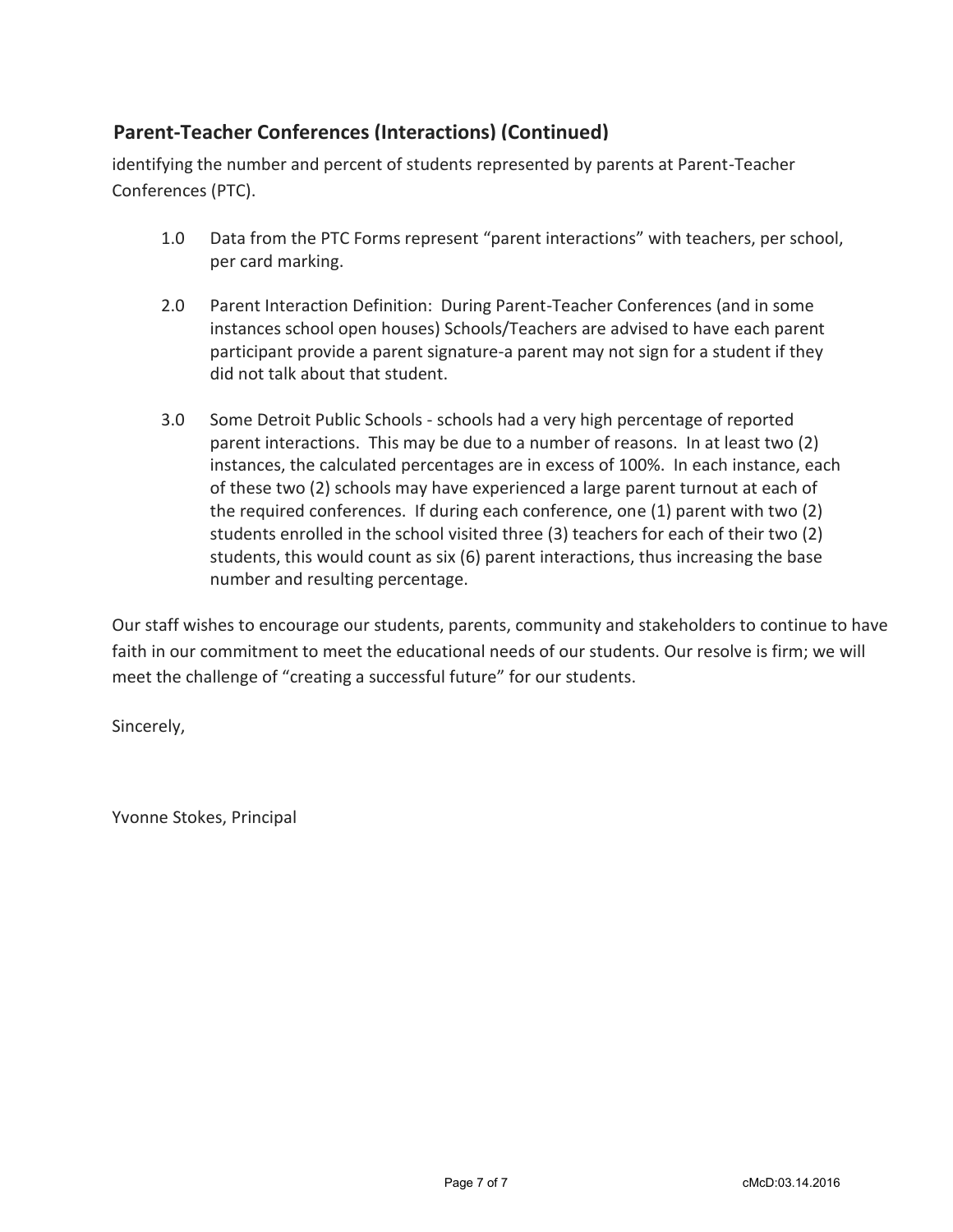## Parent-Teacher Conferences (Interactions) (Continued)

identifying the number and percent of students represented by parents at Parent-Teacher Conferences (PTC).

1.0 Data from the PTC Forms represent "parent interactions" with teachers, per school, per card marking.

2.0 Parent Interaction Definition: During Parent-Teacher Conferences (and in some instances school open houses) Schools/Teachers are advised to have each parent participant provide a parent signature-a parent may not sign for a student if they did not talk about that student.

3.0 Some Detroit Public Schools - schools had a very high percentage of reported parent interactions. This may be due to a number of reasons. In at least two (2) instances, the calculated percentages are in excess of 100%. In each instance, each of these two (2) schools may have experienced a large parent turnout at each of the required conferences. If during each conference, one (1) parent with two (2) students enrolled in the school visited three (3) teachers for each of their two (2) students, this would count as six (6) parent interactions, thus increasing the base number and resulting percentage.

Our staff wishes to encourage our students, parents, community and stakeholders to continue to have faith in our commitment to meet the educational needs of our students. Our resolve is firm; we will meet the challenge of "creating a successful future" for our students.

Sincerely,

Yvonne Stokes, Principal